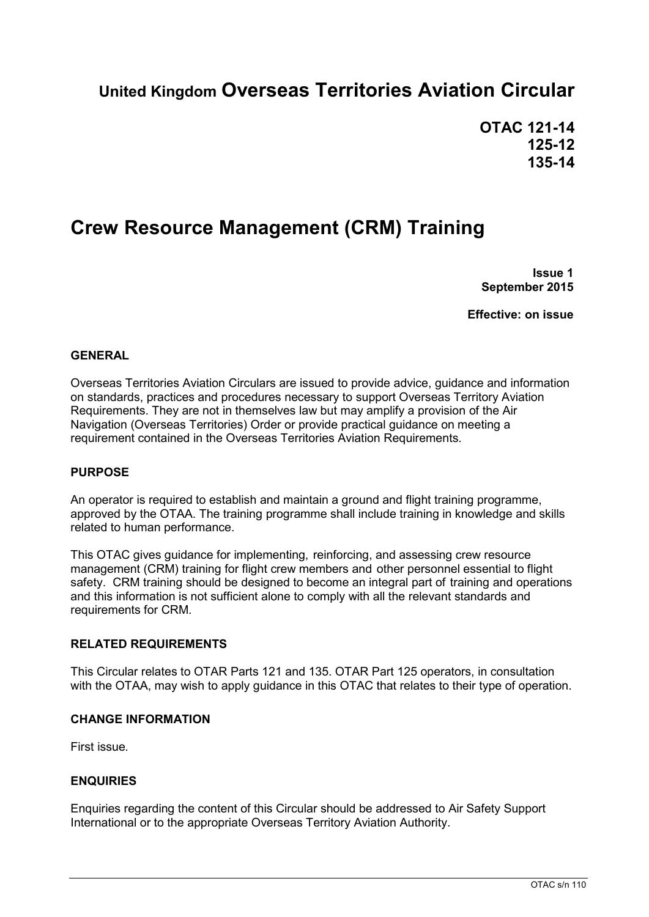# United Kingdom Overseas Territories Aviation Circular

**OTAC 121-14**
**125-12**
**135-14**

# Crew Resource Management (CRM) Training

**Issue 1**
**September 2015**

**Effective: on issue**

### GENERAL

Overseas Territories Aviation Circulars are issued to provide advice, guidance and information on standards, practices and procedures necessary to support Overseas Territory Aviation Requirements. They are not in themselves law but may amplify a provision of the Air Navigation (Overseas Territories) Order or provide practical guidance on meeting a requirement contained in the Overseas Territories Aviation Requirements.

### PURPOSE

An operator is required to establish and maintain a ground and flight training programme, approved by the OTAA. The training programme shall include training in knowledge and skills related to human performance.

This OTAC gives guidance for implementing, reinforcing, and assessing crew resource management (CRM) training for flight crew members and other personnel essential to flight safety. CRM training should be designed to become an integral part of training and operations and this information is not sufficient alone to comply with all the relevant standards and requirements for CRM.

### RELATED REQUIREMENTS

This Circular relates to OTAR Parts 121 and 135. OTAR Part 125 operators, in consultation with the OTAA, may wish to apply guidance in this OTAC that relates to their type of operation.

### CHANGE INFORMATION

First issue.

### ENQUIRIES

Enquiries regarding the content of this Circular should be addressed to Air Safety Support International or to the appropriate Overseas Territory Aviation Authority.

OTAC s/n 110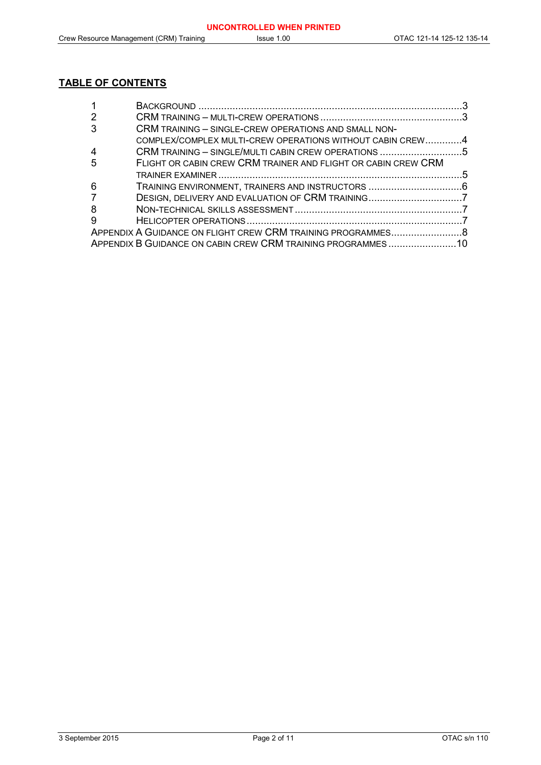## TABLE OF CONTENTS

| | | |
|---|---|---|
| 1 | BACKGROUND | 3 |
| 2 | CRM TRAINING – MULTI-CREW OPERATIONS | 3 |
| 3 | CRM TRAINING – SINGLE-CREW OPERATIONS AND SMALL NON-COMPLEX/COMPLEX MULTI-CREW OPERATIONS WITHOUT CABIN CREW | 4 |
| 4 | CRM TRAINING – SINGLE/MULTI CABIN CREW OPERATIONS | 5 |
| 5 | FLIGHT OR CABIN CREW CRM TRAINER AND FLIGHT OR CABIN CREW CRM TRAINER EXAMINER | 5 |
| 6 | TRAINING ENVIRONMENT, TRAINERS AND INSTRUCTORS | 6 |
| 7 | DESIGN, DELIVERY AND EVALUATION OF CRM TRAINING | 7 |
| 8 | NON-TECHNICAL SKILLS ASSESSMENT | 7 |
| 9 | HELICOPTER OPERATIONS | 7 |
| APPENDIX A | GUIDANCE ON FLIGHT CREW CRM TRAINING PROGRAMMES | 8 |
| APPENDIX B | GUIDANCE ON CABIN CREW CRM TRAINING PROGRAMMES | 10 |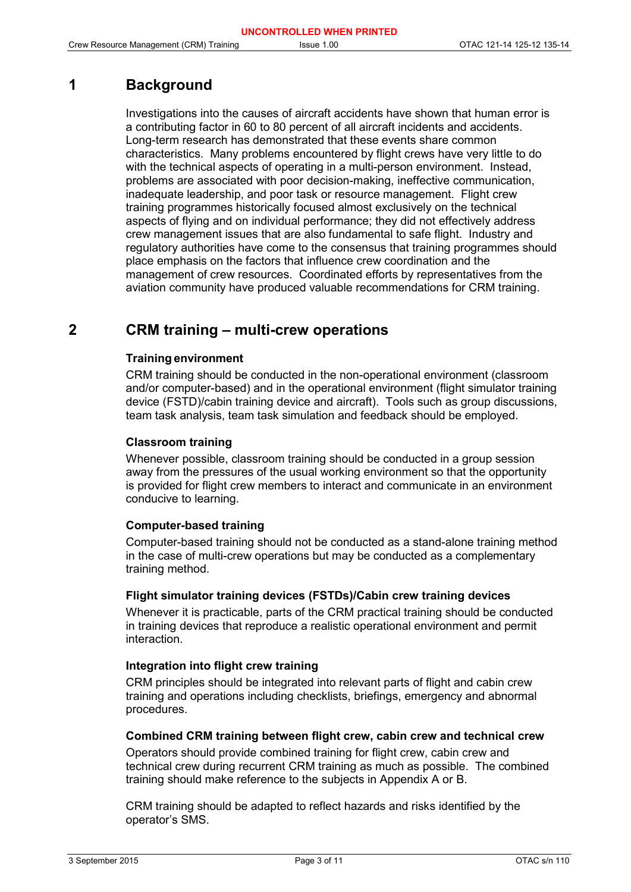# 1 Background

Investigations into the causes of aircraft accidents have shown that human error is a contributing factor in 60 to 80 percent of all aircraft incidents and accidents. Long-term research has demonstrated that these events share common characteristics. Many problems encountered by flight crews have very little to do with the technical aspects of operating in a multi-person environment. Instead, problems are associated with poor decision-making, ineffective communication, inadequate leadership, and poor task or resource management. Flight crew training programmes historically focused almost exclusively on the technical aspects of flying and on individual performance; they did not effectively address crew management issues that are also fundamental to safe flight. Industry and regulatory authorities have come to the consensus that training programmes should place emphasis on the factors that influence crew coordination and the management of crew resources. Coordinated efforts by representatives from the aviation community have produced valuable recommendations for CRM training.

# 2 CRM training – multi-crew operations

### Training environment

CRM training should be conducted in the non-operational environment (classroom and/or computer-based) and in the operational environment (flight simulator training device (FSTD)/cabin training device and aircraft). Tools such as group discussions, team task analysis, team task simulation and feedback should be employed.

### Classroom training

Whenever possible, classroom training should be conducted in a group session away from the pressures of the usual working environment so that the opportunity is provided for flight crew members to interact and communicate in an environment conducive to learning.

### Computer-based training

Computer-based training should not be conducted as a stand-alone training method in the case of multi-crew operations but may be conducted as a complementary training method.

### Flight simulator training devices (FSTDs)/Cabin crew training devices

Whenever it is practicable, parts of the CRM practical training should be conducted in training devices that reproduce a realistic operational environment and permit interaction.

### Integration into flight crew training

CRM principles should be integrated into relevant parts of flight and cabin crew training and operations including checklists, briefings, emergency and abnormal procedures.

### Combined CRM training between flight crew, cabin crew and technical crew

Operators should provide combined training for flight crew, cabin crew and technical crew during recurrent CRM training as much as possible. The combined training should make reference to the subjects in Appendix A or B.

CRM training should be adapted to reflect hazards and risks identified by the operator's SMS.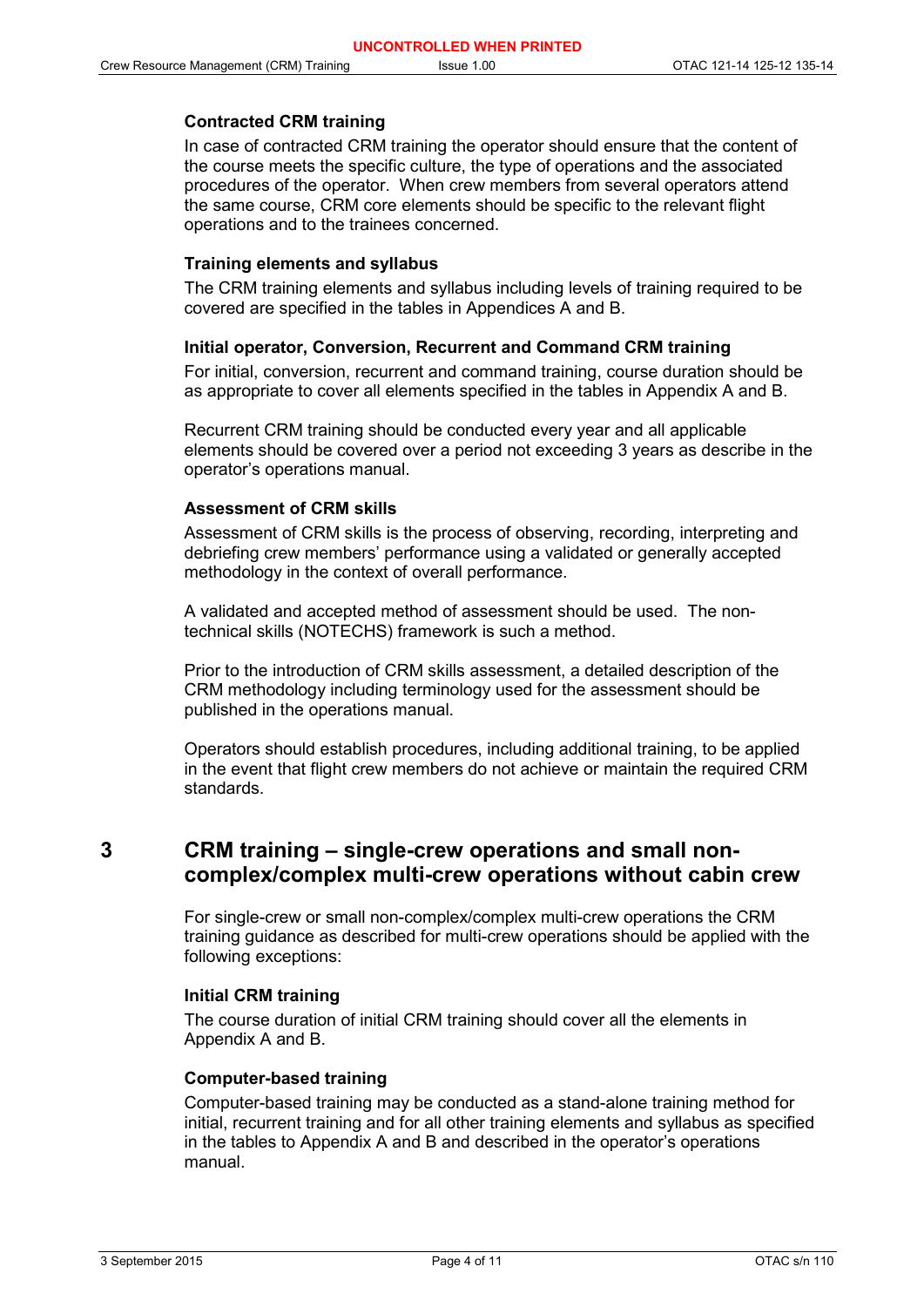### Contracted CRM training

In case of contracted CRM training the operator should ensure that the content of the course meets the specific culture, the type of operations and the associated procedures of the operator. When crew members from several operators attend the same course, CRM core elements should be specific to the relevant flight operations and to the trainees concerned.

### Training elements and syllabus

The CRM training elements and syllabus including levels of training required to be covered are specified in the tables in Appendices A and B.

### Initial operator, Conversion, Recurrent and Command CRM training

For initial, conversion, recurrent and command training, course duration should be as appropriate to cover all elements specified in the tables in Appendix A and B.

Recurrent CRM training should be conducted every year and all applicable elements should be covered over a period not exceeding 3 years as describe in the operator's operations manual.

### Assessment of CRM skills

Assessment of CRM skills is the process of observing, recording, interpreting and debriefing crew members' performance using a validated or generally accepted methodology in the context of overall performance.

A validated and accepted method of assessment should be used. The non-technical skills (NOTECHS) framework is such a method.

Prior to the introduction of CRM skills assessment, a detailed description of the CRM methodology including terminology used for the assessment should be published in the operations manual.

Operators should establish procedures, including additional training, to be applied in the event that flight crew members do not achieve or maintain the required CRM standards.

## 3 CRM training – single-crew operations and small non-complex/complex multi-crew operations without cabin crew

For single-crew or small non-complex/complex multi-crew operations the CRM training guidance as described for multi-crew operations should be applied with the following exceptions:

### Initial CRM training

The course duration of initial CRM training should cover all the elements in Appendix A and B.

### Computer-based training

Computer-based training may be conducted as a stand-alone training method for initial, recurrent training and for all other training elements and syllabus as specified in the tables to Appendix A and B and described in the operator's operations manual.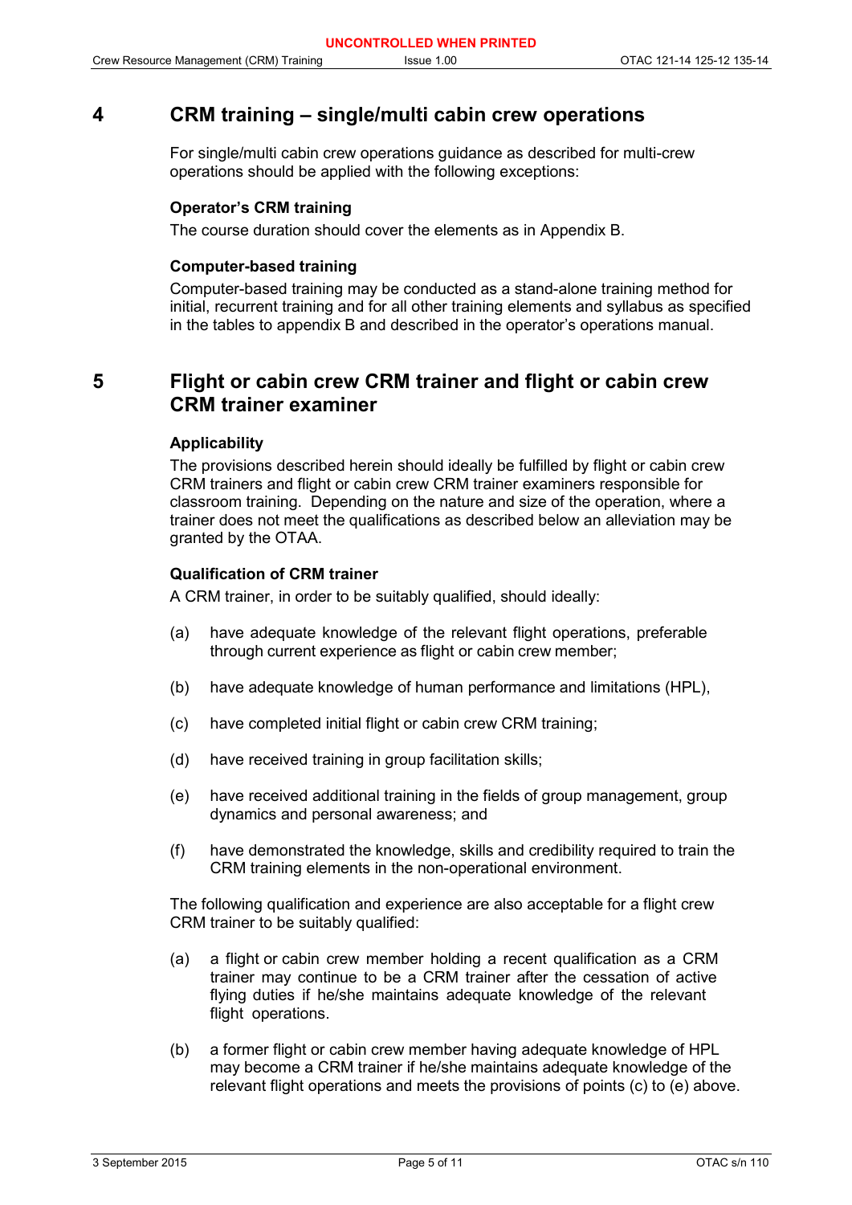## 4 CRM training – single/multi cabin crew operations

For single/multi cabin crew operations guidance as described for multi-crew operations should be applied with the following exceptions:

**Operator's CRM training**

The course duration should cover the elements as in Appendix B.

**Computer-based training**

Computer-based training may be conducted as a stand-alone training method for initial, recurrent training and for all other training elements and syllabus as specified in the tables to appendix B and described in the operator's operations manual.

## 5 Flight or cabin crew CRM trainer and flight or cabin crew CRM trainer examiner

**Applicability**

The provisions described herein should ideally be fulfilled by flight or cabin crew CRM trainers and flight or cabin crew CRM trainer examiners responsible for classroom training. Depending on the nature and size of the operation, where a trainer does not meet the qualifications as described below an alleviation may be granted by the OTAA.

**Qualification of CRM trainer**

A CRM trainer, in order to be suitably qualified, should ideally:

(a) have adequate knowledge of the relevant flight operations, preferable through current experience as flight or cabin crew member;

(b) have adequate knowledge of human performance and limitations (HPL),

(c) have completed initial flight or cabin crew CRM training;

(d) have received training in group facilitation skills;

(e) have received additional training in the fields of group management, group dynamics and personal awareness; and

(f) have demonstrated the knowledge, skills and credibility required to train the CRM training elements in the non-operational environment.

The following qualification and experience are also acceptable for a flight crew CRM trainer to be suitably qualified:

(a) a flight or cabin crew member holding a recent qualification as a CRM trainer may continue to be a CRM trainer after the cessation of active flying duties if he/she maintains adequate knowledge of the relevant flight operations.

(b) a former flight or cabin crew member having adequate knowledge of HPL may become a CRM trainer if he/she maintains adequate knowledge of the relevant flight operations and meets the provisions of points (c) to (e) above.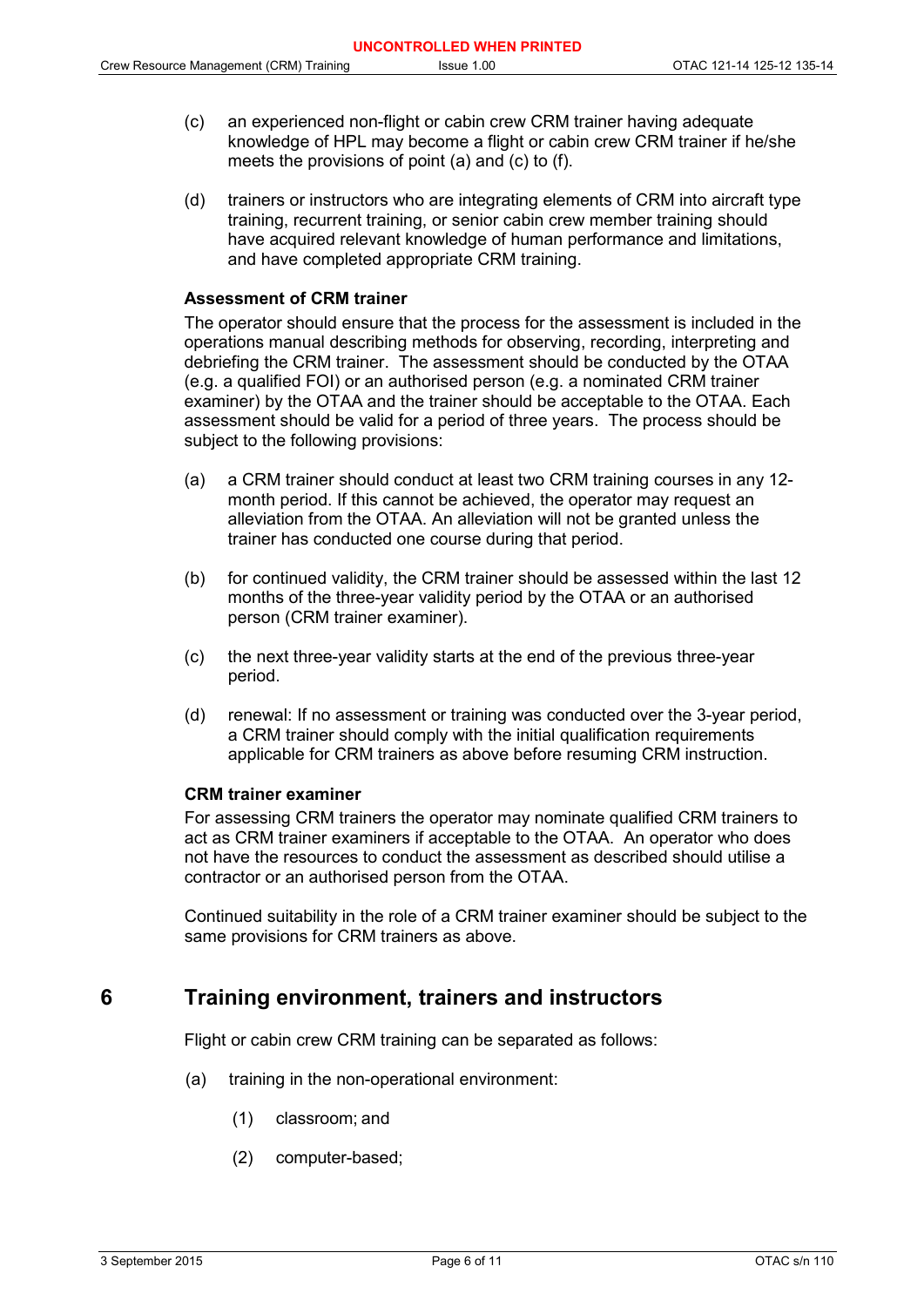(c) an experienced non-flight or cabin crew CRM trainer having adequate knowledge of HPL may become a flight or cabin crew CRM trainer if he/she meets the provisions of point (a) and (c) to (f).

(d) trainers or instructors who are integrating elements of CRM into aircraft type training, recurrent training, or senior cabin crew member training should have acquired relevant knowledge of human performance and limitations, and have completed appropriate CRM training.

**Assessment of CRM trainer**

The operator should ensure that the process for the assessment is included in the operations manual describing methods for observing, recording, interpreting and debriefing the CRM trainer. The assessment should be conducted by the OTAA (e.g. a qualified FOI) or an authorised person (e.g. a nominated CRM trainer examiner) by the OTAA and the trainer should be acceptable to the OTAA. Each assessment should be valid for a period of three years. The process should be subject to the following provisions:

(a) a CRM trainer should conduct at least two CRM training courses in any 12-month period. If this cannot be achieved, the operator may request an alleviation from the OTAA. An alleviation will not be granted unless the trainer has conducted one course during that period.

(b) for continued validity, the CRM trainer should be assessed within the last 12 months of the three-year validity period by the OTAA or an authorised person (CRM trainer examiner).

(c) the next three-year validity starts at the end of the previous three-year period.

(d) renewal: If no assessment or training was conducted over the 3-year period, a CRM trainer should comply with the initial qualification requirements applicable for CRM trainers as above before resuming CRM instruction.

**CRM trainer examiner**

For assessing CRM trainers the operator may nominate qualified CRM trainers to act as CRM trainer examiners if acceptable to the OTAA. An operator who does not have the resources to conduct the assessment as described should utilise a contractor or an authorised person from the OTAA.

Continued suitability in the role of a CRM trainer examiner should be subject to the same provisions for CRM trainers as above.

## 6 Training environment, trainers and instructors

Flight or cabin crew CRM training can be separated as follows:

(a) training in the non-operational environment:

  (1) classroom; and

  (2) computer-based;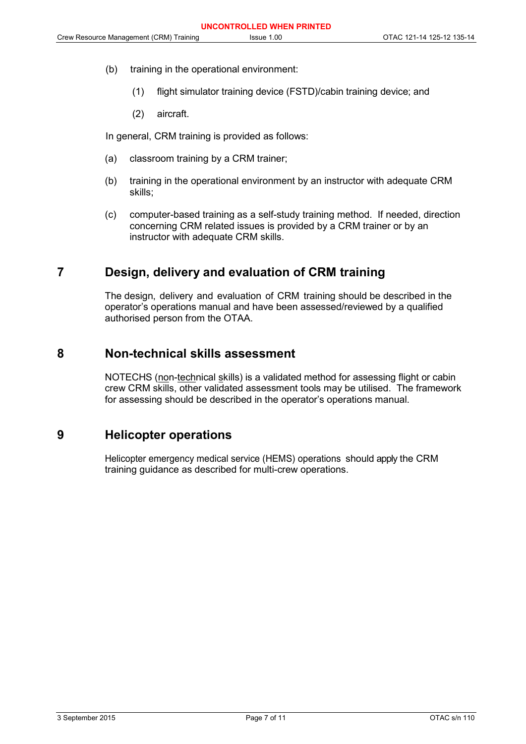(b) training in the operational environment:

   (1) flight simulator training device (FSTD)/cabin training device; and

   (2) aircraft.

In general, CRM training is provided as follows:

(a) classroom training by a CRM trainer;

(b) training in the operational environment by an instructor with adequate CRM skills;

(c) computer-based training as a self-study training method. If needed, direction concerning CRM related issues is provided by a CRM trainer or by an instructor with adequate CRM skills.

## 7 Design, delivery and evaluation of CRM training

The design, delivery and evaluation of CRM training should be described in the operator's operations manual and have been assessed/reviewed by a qualified authorised person from the OTAA.

## 8 Non-technical skills assessment

NOTECHS (non-technical skills) is a validated method for assessing flight or cabin crew CRM skills, other validated assessment tools may be utilised. The framework for assessing should be described in the operator's operations manual.

## 9 Helicopter operations

Helicopter emergency medical service (HEMS) operations should apply the CRM training guidance as described for multi-crew operations.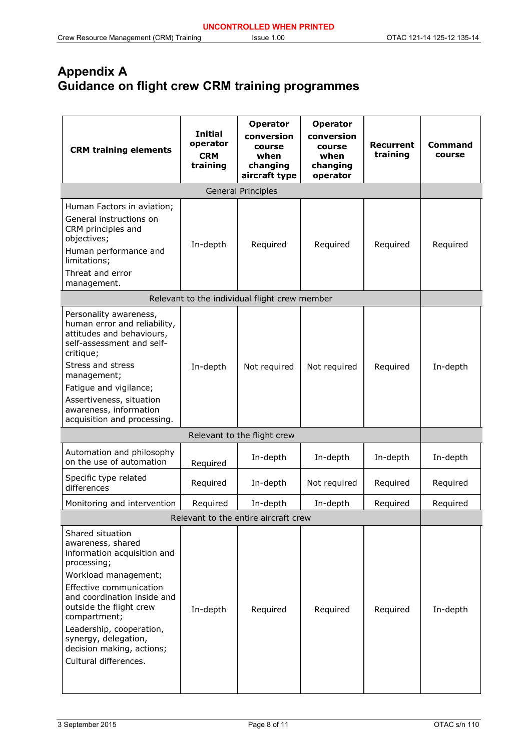# Appendix A
# Guidance on flight crew CRM training programmes

| CRM training elements | Initial operator CRM training | Operator conversion course when changing aircraft type | Operator conversion course when changing operator | Recurrent training | Command course |
|---|---|---|---|---|---|
| General Principles | | | | | |
| Human Factors in aviation;<br>General instructions on CRM principles and objectives;<br>Human performance and limitations;<br>Threat and error management. | In-depth | Required | Required | Required | Required |
| Relevant to the individual flight crew member | | | | | |
| Personality awareness, human error and reliability, attitudes and behaviours, self-assessment and self-critique;<br>Stress and stress management;<br>Fatigue and vigilance;<br>Assertiveness, situation awareness, information acquisition and processing. | In-depth | Not required | Not required | Required | In-depth |
| Relevant to the flight crew | | | | | |
| Automation and philosophy on the use of automation | Required | In-depth | In-depth | In-depth | In-depth |
| Specific type related differences | Required | In-depth | Not required | Required | Required |
| Monitoring and intervention | Required | In-depth | In-depth | Required | Required |
| Relevant to the entire aircraft crew | | | | | |
| Shared situation awareness, shared information acquisition and processing;<br>Workload management;<br>Effective communication and coordination inside and outside the flight crew compartment;<br>Leadership, cooperation, synergy, delegation, decision making, actions;<br>Cultural differences. | In-depth | Required | Required | Required | In-depth |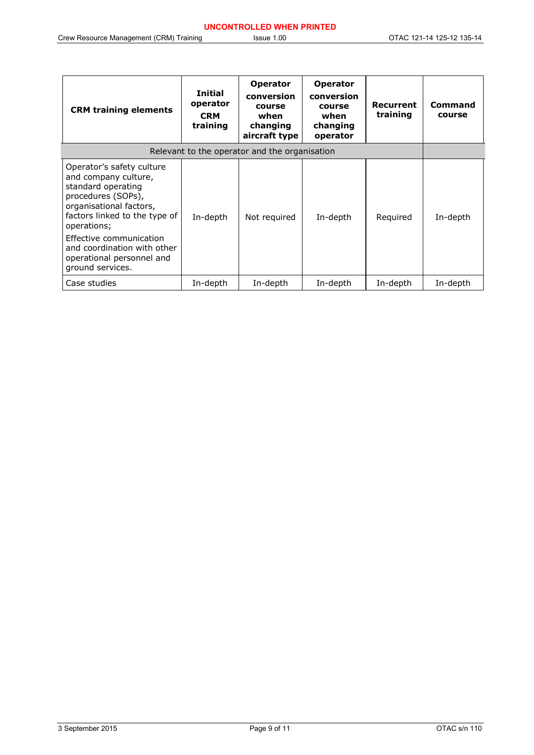| CRM training elements | Initial operator CRM training | Operator conversion course when changing aircraft type | Operator conversion course when changing operator | Recurrent training | Command course |
|---|---|---|---|---|---|
| Relevant to the operator and the organisation | | | | | |
| Operator's safety culture and company culture, standard operating procedures (SOPs), organisational factors, factors linked to the type of operations;<br><br>Effective communication and coordination with other operational personnel and ground services. | In-depth | Not required | In-depth | Required | In-depth |
| Case studies | In-depth | In-depth | In-depth | In-depth | In-depth |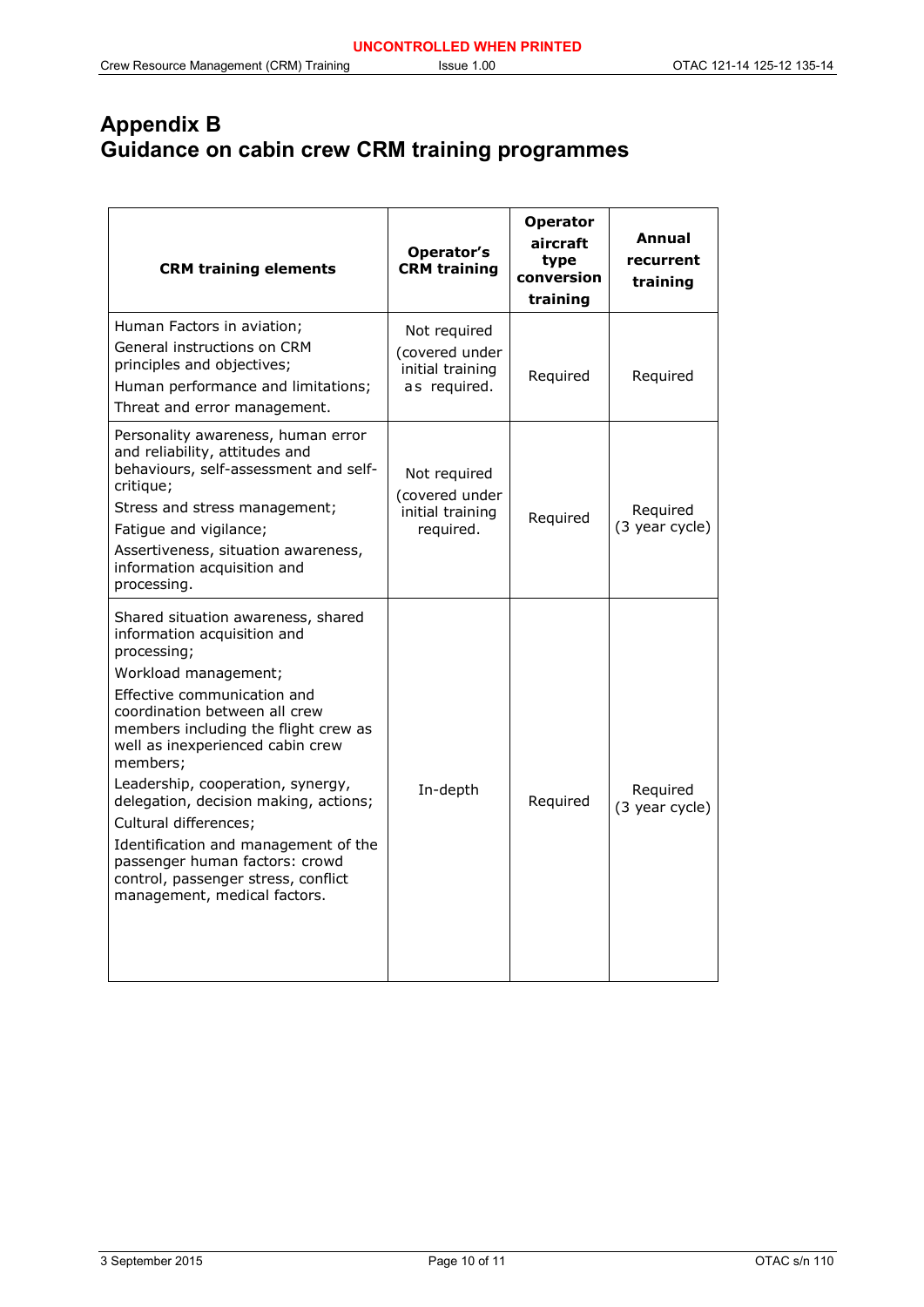# Appendix B
# Guidance on cabin crew CRM training programmes

| CRM training elements | Operator's CRM training | Operator aircraft type conversion training | Annual recurrent training |
|---|---|---|---|
| Human Factors in aviation;<br>General instructions on CRM principles and objectives;<br>Human performance and limitations;<br>Threat and error management. | Not required (covered under initial training as required. | Required | Required |
| Personality awareness, human error and reliability, attitudes and behaviours, self-assessment and self-critique;<br>Stress and stress management;<br>Fatigue and vigilance;<br>Assertiveness, situation awareness, information acquisition and processing. | Not required (covered under initial training required. | Required | Required (3 year cycle) |
| Shared situation awareness, shared information acquisition and processing;<br>Workload management;<br>Effective communication and coordination between all crew members including the flight crew as well as inexperienced cabin crew members;<br>Leadership, cooperation, synergy, delegation, decision making, actions;<br>Cultural differences;<br>Identification and management of the passenger human factors: crowd control, passenger stress, conflict management, medical factors. | In-depth | Required | Required (3 year cycle) |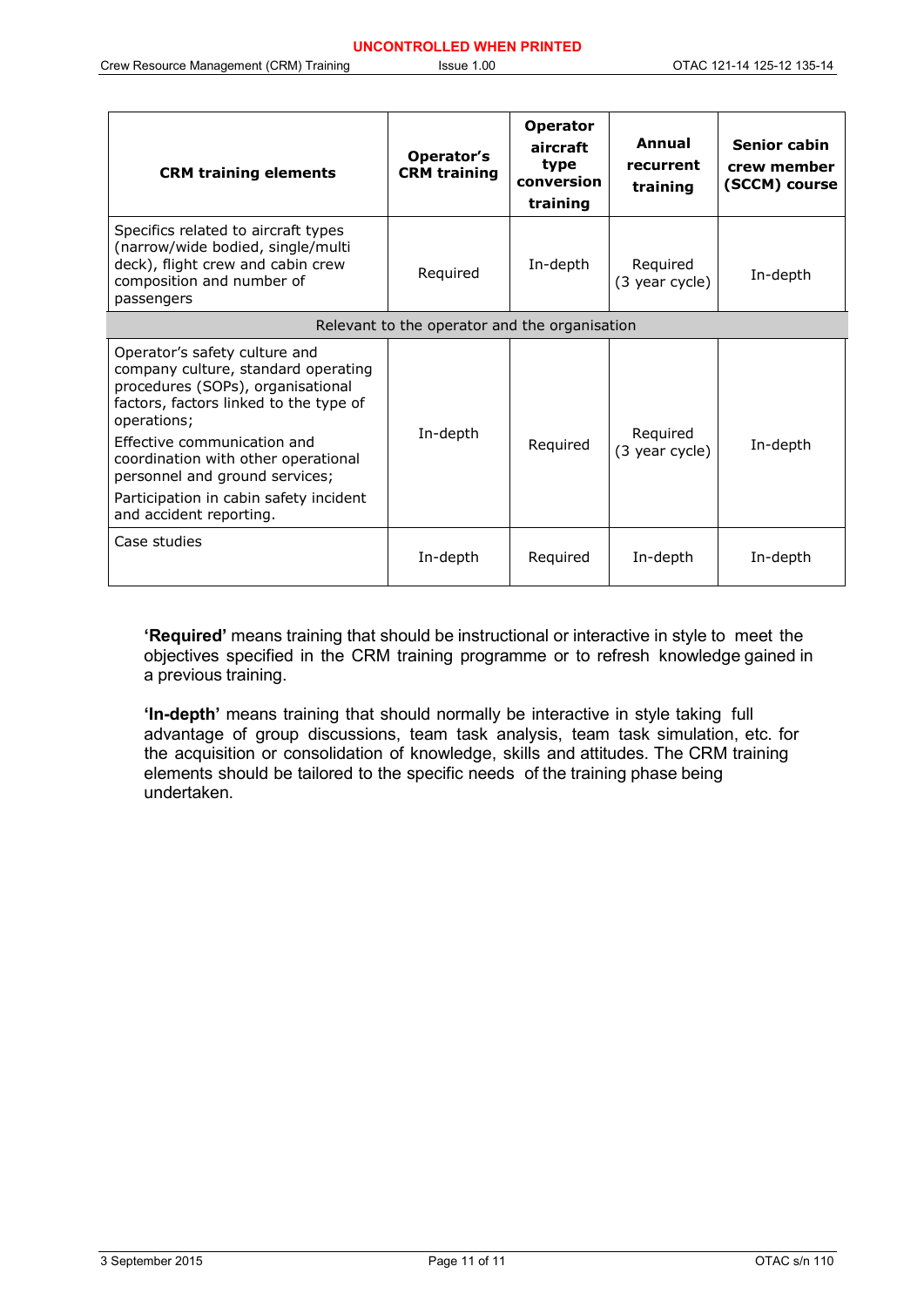| CRM training elements | Operator's CRM training | Operator aircraft type conversion training | Annual recurrent training | Senior cabin crew member (SCCM) course |
|---|---|---|---|---|
| Specifics related to aircraft types (narrow/wide bodied, single/multi deck), flight crew and cabin crew composition and number of passengers | Required | In-depth | Required (3 year cycle) | In-depth |
| Relevant to the operator and the organisation | | | | |
| Operator's safety culture and company culture, standard operating procedures (SOPs), organisational factors, factors linked to the type of operations; Effective communication and coordination with other operational personnel and ground services; Participation in cabin safety incident and accident reporting. | In-depth | Required | Required (3 year cycle) | In-depth |
| Case studies | In-depth | Required | In-depth | In-depth |

**'Required'** means training that should be instructional or interactive in style to meet the objectives specified in the CRM training programme or to refresh knowledge gained in a previous training.

**'In-depth'** means training that should normally be interactive in style taking full advantage of group discussions, team task analysis, team task simulation, etc. for the acquisition or consolidation of knowledge, skills and attitudes. The CRM training elements should be tailored to the specific needs of the training phase being undertaken.